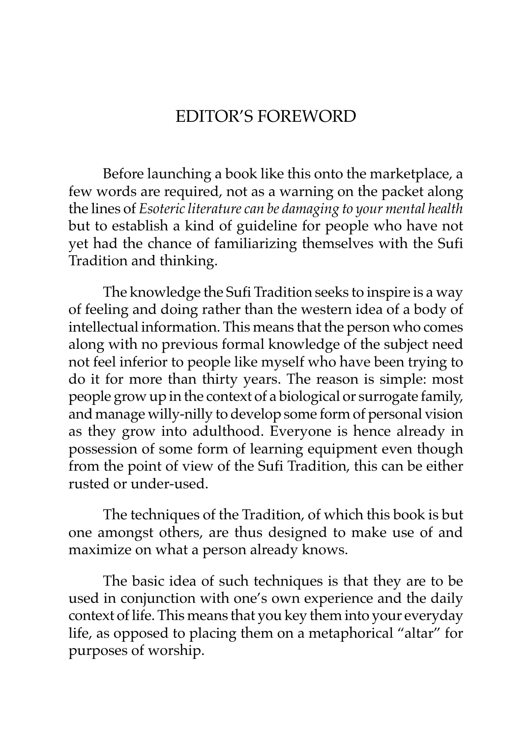# EDITOR'S FOREWORD

Before launching a book like this onto the marketplace, a few words are required, not as a warning on the packet along the lines of *Esoteric literature can be damaging to your mental health* but to establish a kind of guideline for people who have not yet had the chance of familiarizing themselves with the Sufi Tradition and thinking.

The knowledge the Sufi Tradition seeks to inspire is a way of feeling and doing rather than the western idea of a body of intellectual information. This means that the person who comes along with no previous formal knowledge of the subject need not feel inferior to people like myself who have been trying to do it for more than thirty years. The reason is simple: most people grow up in the context of a biological or surrogate family, and manage willy-nilly to develop some form of personal vision as they grow into adulthood. Everyone is hence already in possession of some form of learning equipment even though from the point of view of the Sufi Tradition, this can be either rusted or under-used.

The techniques of the Tradition, of which this book is but one amongst others, are thus designed to make use of and maximize on what a person already knows.

The basic idea of such techniques is that they are to be used in conjunction with one's own experience and the daily context of life. This means that you key them into your everyday life, as opposed to placing them on a metaphorical "altar" for purposes of worship.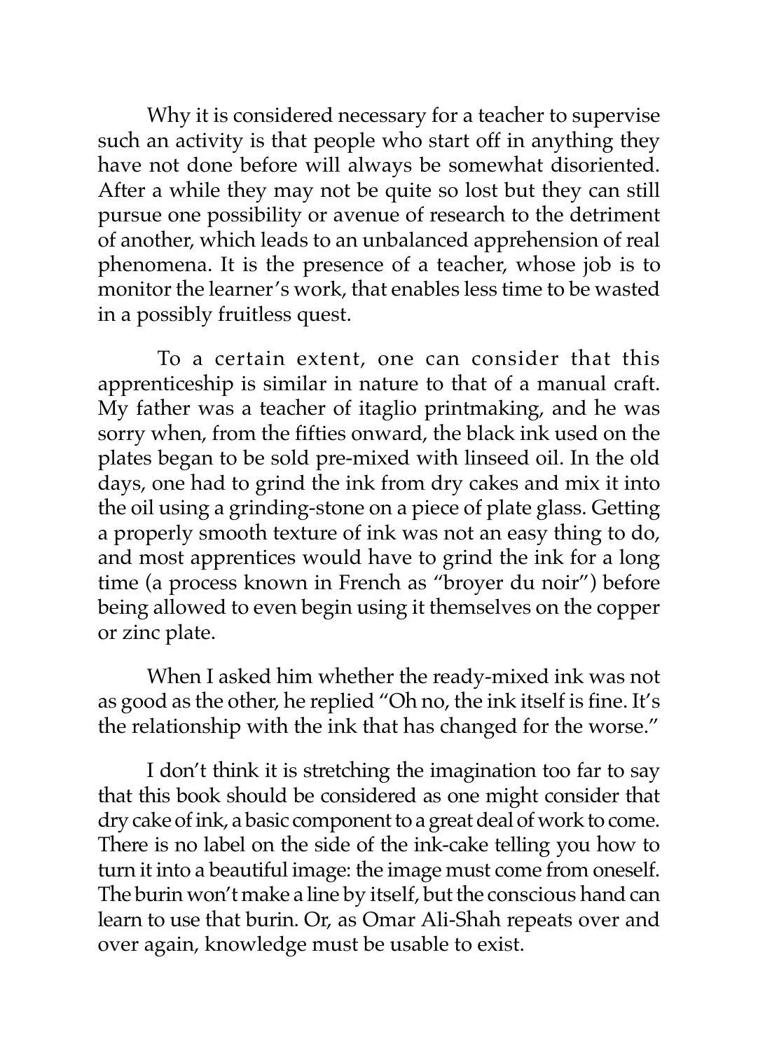Why it is considered necessary for a teacher to supervise such an activity is that people who start off in anything they have not done before will always be somewhat disoriented. After a while they may not be quite so lost but they can still pursue one possibility or avenue of research to the detriment of another, which leads to an unbalanced apprehension of real phenomena. It is the presence of a teacher, whose job is to monitor the learner's work, that enables less time to be wasted in a possibly fruitless quest.

To a certain extent, one can consider that this apprenticeship is similar in nature to that of a manual craft. My father was a teacher of itaglio printmaking, and he was sorry when, from the fifties onward, the black ink used on the plates began to be sold pre-mixed with linseed oil. In the old days, one had to grind the ink from dry cakes and mix it into the oil using a grinding-stone on a piece of plate glass. Getting a properly smooth texture of ink was not an easy thing to do, and most apprentices would have to grind the ink for a long time (a process known in French as "broyer du noir") before being allowed to even begin using it themselves on the copper or zinc plate.

When I asked him whether the ready-mixed ink was not as good as the other, he replied "Oh no, the ink itself is fine. It's the relationship with the ink that has changed for the worse."

I don't think it is stretching the imagination too far to say that this book should be considered as one might consider that dry cake of ink, a basic component to a great deal of work to come. There is no label on the side of the ink-cake telling you how to turn it into a beautiful image: the image must come from oneself. The burin won't make a line by itself, but the conscious hand can learn to use that burin. Or, as Omar Ali-Shah repeats over and over again, knowledge must be usable to exist.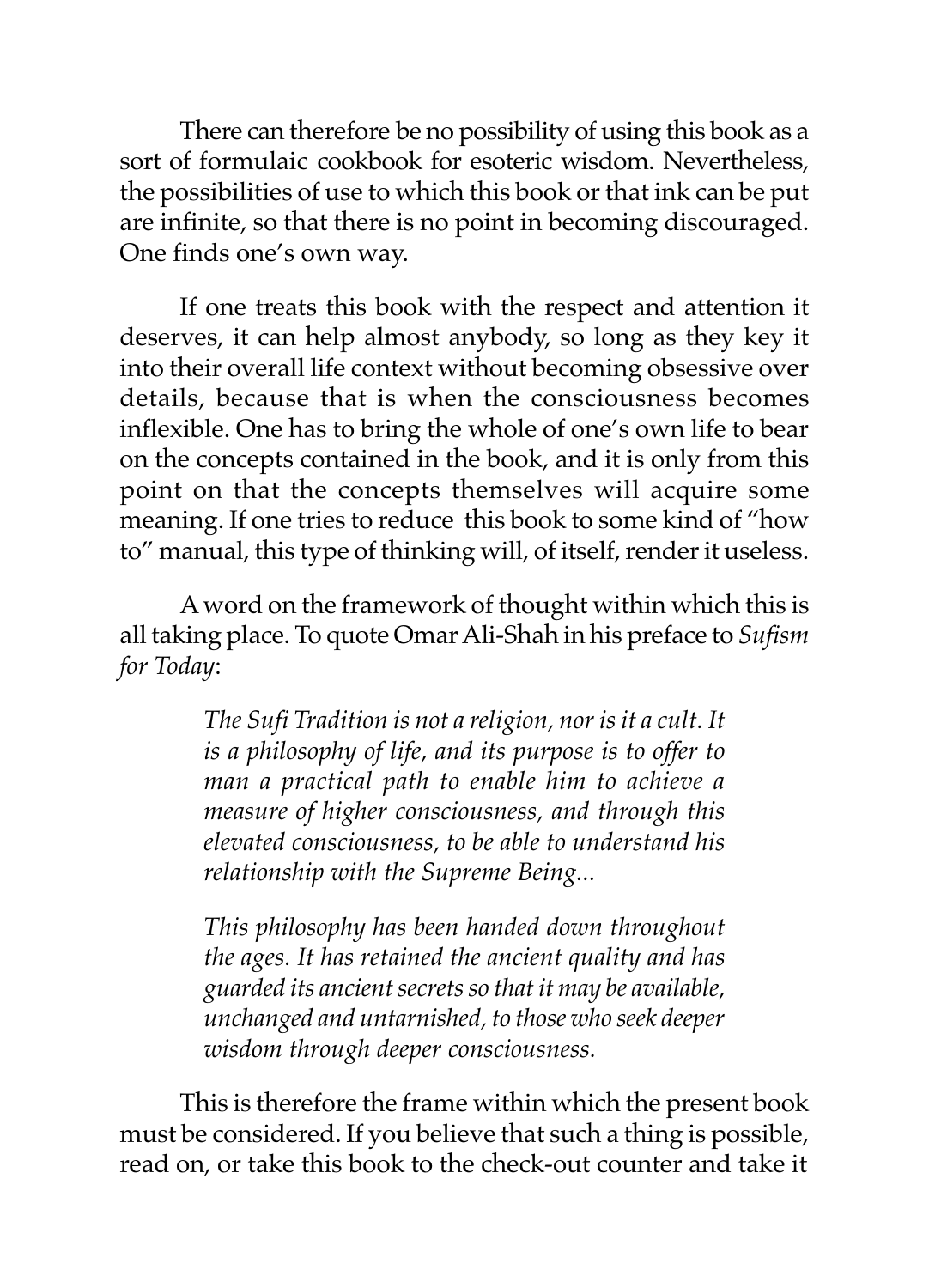There can therefore be no possibility of using this book as a sort of formulaic cookbook for esoteric wisdom. Nevertheless, the possibilities of use to which this book or that ink can be put are infinite, so that there is no point in becoming discouraged. One finds one's own way.

If one treats this book with the respect and attention it deserves, it can help almost anybody, so long as they key it into their overall life context without becoming obsessive over details, because that is when the consciousness becomes inflexible. One has to bring the whole of one's own life to bear on the concepts contained in the book, and it is only from this point on that the concepts themselves will acquire some meaning. If one tries to reduce this book to some kind of "how to" manual, this type of thinking will, of itself, render it useless.

A word on the framework of thought within which this is all taking place. To quote Omar Ali-Shah in his preface to *Sufism for Today*:

> *The Sufi Tradition is not a religion, nor is it a cult. It is a philosophy of life, and its purpose is to offer to man a practical path to enable him to achieve a measure of higher consciousness, and through this elevated consciousness, to be able to understand his relationship with the Supreme Being...*
>
> *This philosophy has been handed down throughout the ages. It has retained the ancient quality and has guarded its ancient secrets so that it may be available, unchanged and untarnished, to those who seek deeper wisdom through deeper consciousness.*

This is therefore the frame within which the present book must be considered. If you believe that such a thing is possible, read on, or take this book to the check-out counter and take it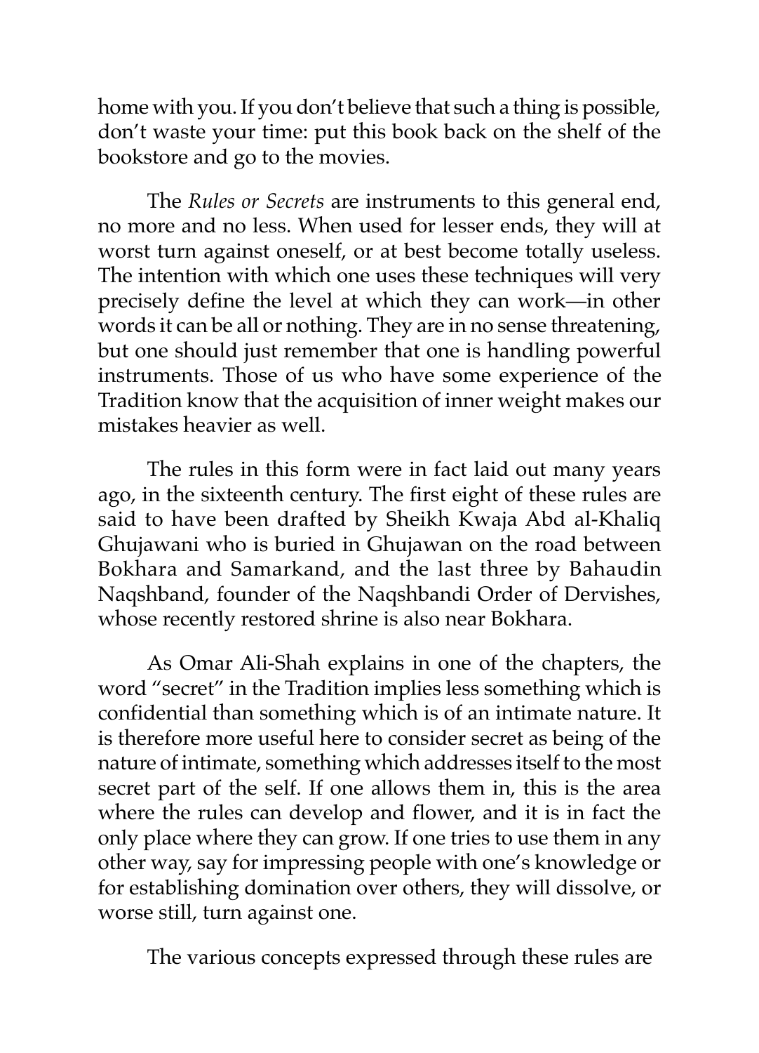home with you. If you don't believe that such a thing is possible, don't waste your time: put this book back on the shelf of the bookstore and go to the movies.

The *Rules or Secrets* are instruments to this general end, no more and no less. When used for lesser ends, they will at worst turn against oneself, or at best become totally useless. The intention with which one uses these techniques will very precisely define the level at which they can work—in other words it can be all or nothing. They are in no sense threatening, but one should just remember that one is handling powerful instruments. Those of us who have some experience of the Tradition know that the acquisition of inner weight makes our mistakes heavier as well.

The rules in this form were in fact laid out many years ago, in the sixteenth century. The first eight of these rules are said to have been drafted by Sheikh Kwaja Abd al-Khaliq Ghujawani who is buried in Ghujawan on the road between Bokhara and Samarkand, and the last three by Bahaudin Naqshband, founder of the Naqshbandi Order of Dervishes, whose recently restored shrine is also near Bokhara.

As Omar Ali-Shah explains in one of the chapters, the word "secret" in the Tradition implies less something which is confidential than something which is of an intimate nature. It is therefore more useful here to consider secret as being of the nature of intimate, something which addresses itself to the most secret part of the self. If one allows them in, this is the area where the rules can develop and flower, and it is in fact the only place where they can grow. If one tries to use them in any other way, say for impressing people with one's knowledge or for establishing domination over others, they will dissolve, or worse still, turn against one.

The various concepts expressed through these rules are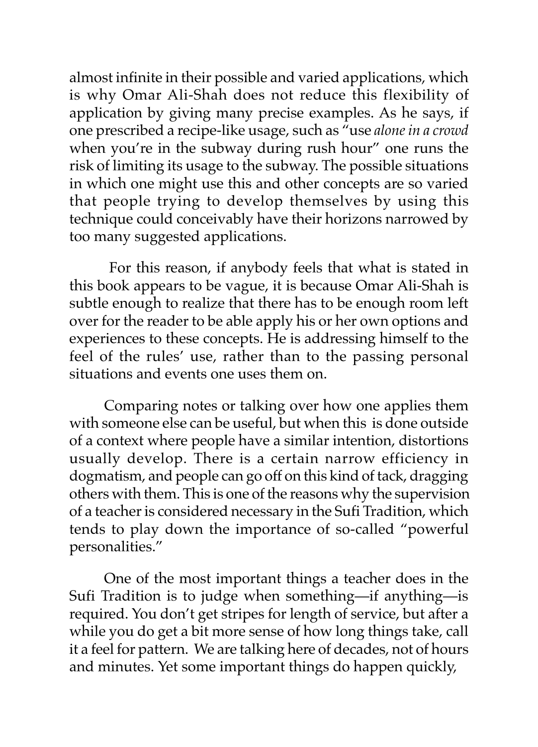almost infinite in their possible and varied applications, which is why Omar Ali-Shah does not reduce this flexibility of application by giving many precise examples. As he says, if one prescribed a recipe-like usage, such as "use *alone in a crowd* when you're in the subway during rush hour" one runs the risk of limiting its usage to the subway. The possible situations in which one might use this and other concepts are so varied that people trying to develop themselves by using this technique could conceivably have their horizons narrowed by too many suggested applications.

For this reason, if anybody feels that what is stated in this book appears to be vague, it is because Omar Ali-Shah is subtle enough to realize that there has to be enough room left over for the reader to be able apply his or her own options and experiences to these concepts. He is addressing himself to the feel of the rules' use, rather than to the passing personal situations and events one uses them on.

Comparing notes or talking over how one applies them with someone else can be useful, but when this is done outside of a context where people have a similar intention, distortions usually develop. There is a certain narrow efficiency in dogmatism, and people can go off on this kind of tack, dragging others with them. This is one of the reasons why the supervision of a teacher is considered necessary in the Sufi Tradition, which tends to play down the importance of so-called "powerful personalities."

One of the most important things a teacher does in the Sufi Tradition is to judge when something—if anything—is required. You don't get stripes for length of service, but after a while you do get a bit more sense of how long things take, call it a feel for pattern. We are talking here of decades, not of hours and minutes. Yet some important things do happen quickly,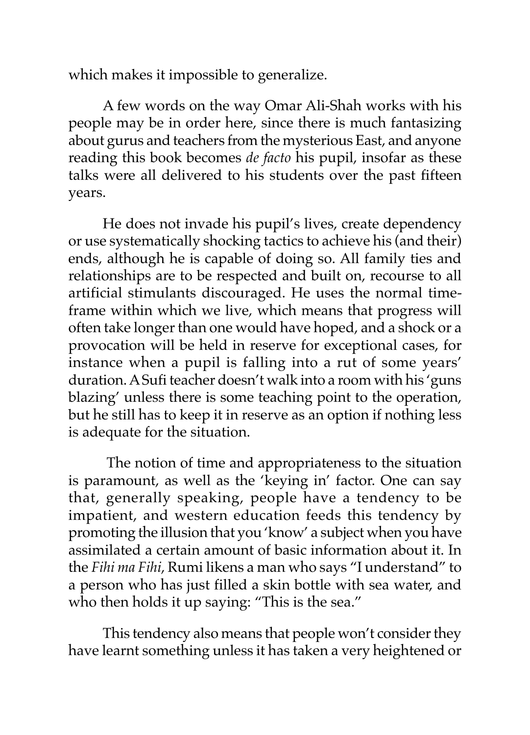which makes it impossible to generalize.

A few words on the way Omar Ali-Shah works with his people may be in order here, since there is much fantasizing about gurus and teachers from the mysterious East, and anyone reading this book becomes *de facto* his pupil, insofar as these talks were all delivered to his students over the past fifteen years.

He does not invade his pupil's lives, create dependency or use systematically shocking tactics to achieve his (and their) ends, although he is capable of doing so. All family ties and relationships are to be respected and built on, recourse to all artificial stimulants discouraged. He uses the normal time-frame within which we live, which means that progress will often take longer than one would have hoped, and a shock or a provocation will be held in reserve for exceptional cases, for instance when a pupil is falling into a rut of some years' duration. A Sufi teacher doesn't walk into a room with his 'guns blazing' unless there is some teaching point to the operation, but he still has to keep it in reserve as an option if nothing less is adequate for the situation.

The notion of time and appropriateness to the situation is paramount, as well as the 'keying in' factor. One can say that, generally speaking, people have a tendency to be impatient, and western education feeds this tendency by promoting the illusion that you 'know' a subject when you have assimilated a certain amount of basic information about it. In the *Fihi ma Fihi*, Rumi likens a man who says "I understand" to a person who has just filled a skin bottle with sea water, and who then holds it up saying: "This is the sea."

This tendency also means that people won't consider they have learnt something unless it has taken a very heightened or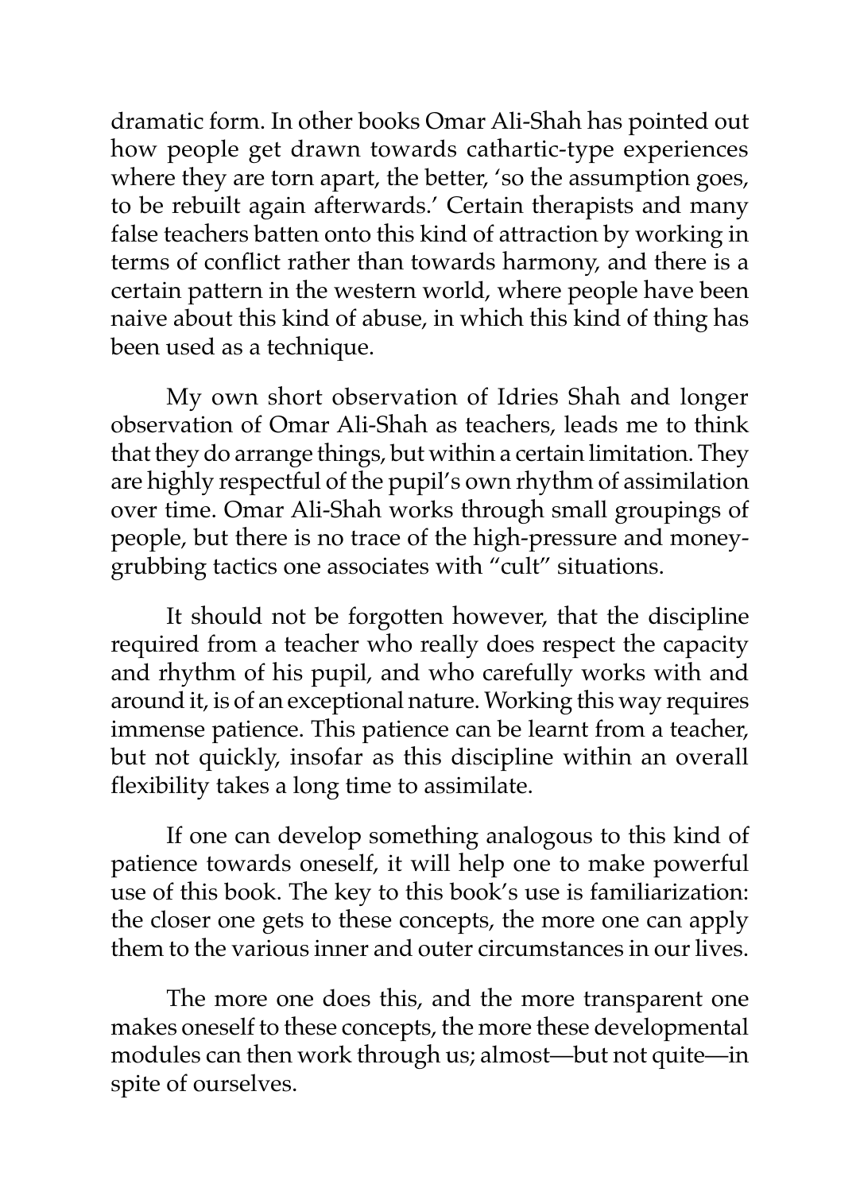dramatic form. In other books Omar Ali-Shah has pointed out how people get drawn towards cathartic-type experiences where they are torn apart, the better, 'so the assumption goes, to be rebuilt again afterwards.' Certain therapists and many false teachers batten onto this kind of attraction by working in terms of conflict rather than towards harmony, and there is a certain pattern in the western world, where people have been naive about this kind of abuse, in which this kind of thing has been used as a technique.

My own short observation of Idries Shah and longer observation of Omar Ali-Shah as teachers, leads me to think that they do arrange things, but within a certain limitation. They are highly respectful of the pupil's own rhythm of assimilation over time. Omar Ali-Shah works through small groupings of people, but there is no trace of the high-pressure and money-grubbing tactics one associates with "cult" situations.

It should not be forgotten however, that the discipline required from a teacher who really does respect the capacity and rhythm of his pupil, and who carefully works with and around it, is of an exceptional nature. Working this way requires immense patience. This patience can be learnt from a teacher, but not quickly, insofar as this discipline within an overall flexibility takes a long time to assimilate.

If one can develop something analogous to this kind of patience towards oneself, it will help one to make powerful use of this book. The key to this book's use is familiarization: the closer one gets to these concepts, the more one can apply them to the various inner and outer circumstances in our lives.

The more one does this, and the more transparent one makes oneself to these concepts, the more these developmental modules can then work through us; almost—but not quite—in spite of ourselves.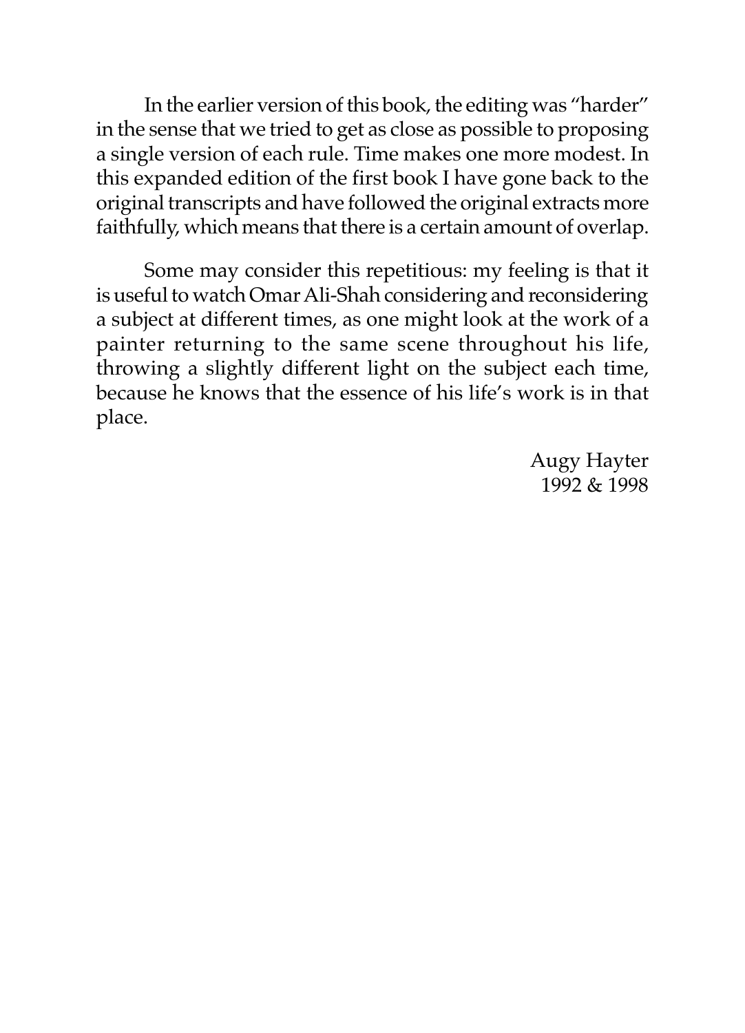In the earlier version of this book, the editing was "harder" in the sense that we tried to get as close as possible to proposing a single version of each rule. Time makes one more modest. In this expanded edition of the first book I have gone back to the original transcripts and have followed the original extracts more faithfully, which means that there is a certain amount of overlap.

Some may consider this repetitious: my feeling is that it is useful to watch Omar Ali-Shah considering and reconsidering a subject at different times, as one might look at the work of a painter returning to the same scene throughout his life, throwing a slightly different light on the subject each time, because he knows that the essence of his life's work is in that place.

Augy Hayter
1992 & 1998